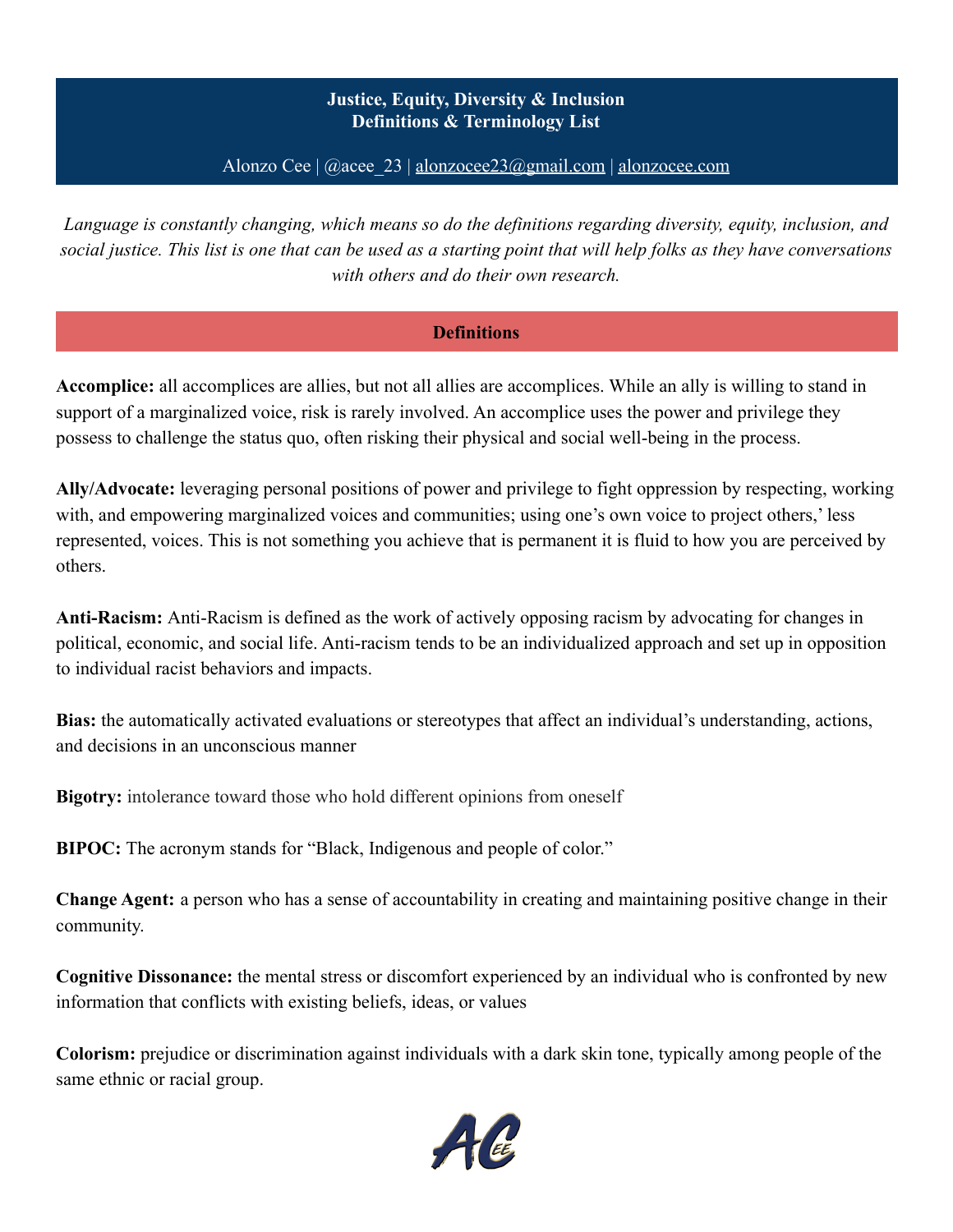# Justice, Equity, Diversity & Inclusion
## Definitions & Terminology List

Alonzo Cee | @acee_23 | alonzocee23@gmail.com | alonzocee.com

*Language is constantly changing, which means so do the definitions regarding diversity, equity, inclusion, and social justice. This list is one that can be used as a starting point that will help folks as they have conversations with others and do their own research.*

## Definitions

**Accomplice:** all accomplices are allies, but not all allies are accomplices. While an ally is willing to stand in support of a marginalized voice, risk is rarely involved. An accomplice uses the power and privilege they possess to challenge the status quo, often risking their physical and social well-being in the process.

**Ally/Advocate:** leveraging personal positions of power and privilege to fight oppression by respecting, working with, and empowering marginalized voices and communities; using one's own voice to project others,' less represented, voices. This is not something you achieve that is permanent it is fluid to how you are perceived by others.

**Anti-Racism:** Anti-Racism is defined as the work of actively opposing racism by advocating for changes in political, economic, and social life. Anti-racism tends to be an individualized approach and set up in opposition to individual racist behaviors and impacts.

**Bias:** the automatically activated evaluations or stereotypes that affect an individual's understanding, actions, and decisions in an unconscious manner

**Bigotry:** intolerance toward those who hold different opinions from oneself

**BIPOC:** The acronym stands for "Black, Indigenous and people of color."

**Change Agent:** a person who has a sense of accountability in creating and maintaining positive change in their community.

**Cognitive Dissonance:** the mental stress or discomfort experienced by an individual who is confronted by new information that conflicts with existing beliefs, ideas, or values

**Colorism:** prejudice or discrimination against individuals with a dark skin tone, typically among people of the same ethnic or racial group.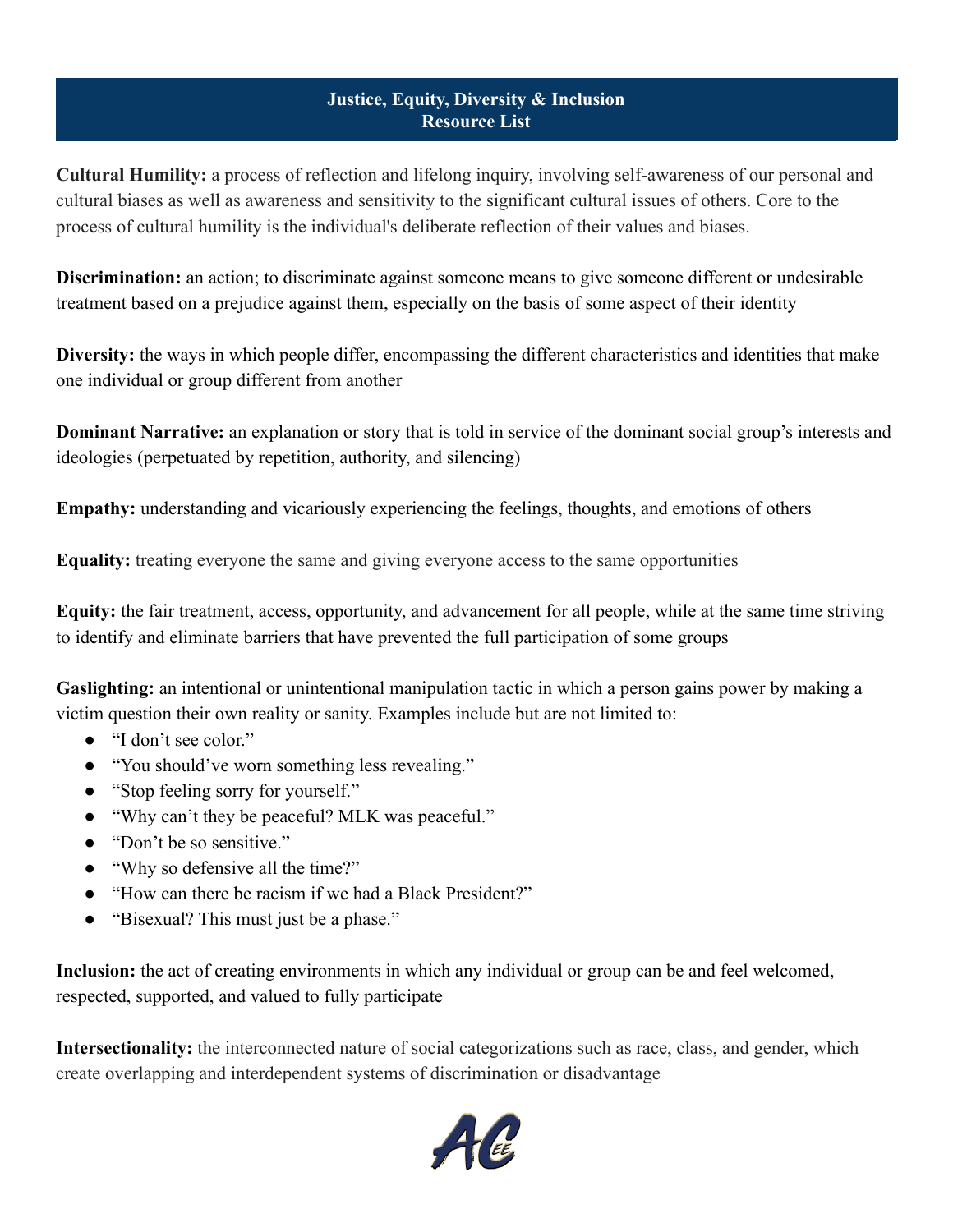# Justice, Equity, Diversity & Inclusion
# Resource List

**Cultural Humility:** a process of reflection and lifelong inquiry, involving self-awareness of our personal and cultural biases as well as awareness and sensitivity to the significant cultural issues of others. Core to the process of cultural humility is the individual's deliberate reflection of their values and biases.

**Discrimination:** an action; to discriminate against someone means to give someone different or undesirable treatment based on a prejudice against them, especially on the basis of some aspect of their identity

**Diversity:** the ways in which people differ, encompassing the different characteristics and identities that make one individual or group different from another

**Dominant Narrative:** an explanation or story that is told in service of the dominant social group's interests and ideologies (perpetuated by repetition, authority, and silencing)

**Empathy:** understanding and vicariously experiencing the feelings, thoughts, and emotions of others

**Equality:** treating everyone the same and giving everyone access to the same opportunities

**Equity:** the fair treatment, access, opportunity, and advancement for all people, while at the same time striving to identify and eliminate barriers that have prevented the full participation of some groups

**Gaslighting:** an intentional or unintentional manipulation tactic in which a person gains power by making a victim question their own reality or sanity. Examples include but are not limited to:

- "I don't see color."
- "You should've worn something less revealing."
- "Stop feeling sorry for yourself."
- "Why can't they be peaceful? MLK was peaceful."
- "Don't be so sensitive."
- "Why so defensive all the time?"
- "How can there be racism if we had a Black President?"
- "Bisexual? This must just be a phase."

**Inclusion:** the act of creating environments in which any individual or group can be and feel welcomed, respected, supported, and valued to fully participate

**Intersectionality:** the interconnected nature of social categorizations such as race, class, and gender, which create overlapping and interdependent systems of discrimination or disadvantage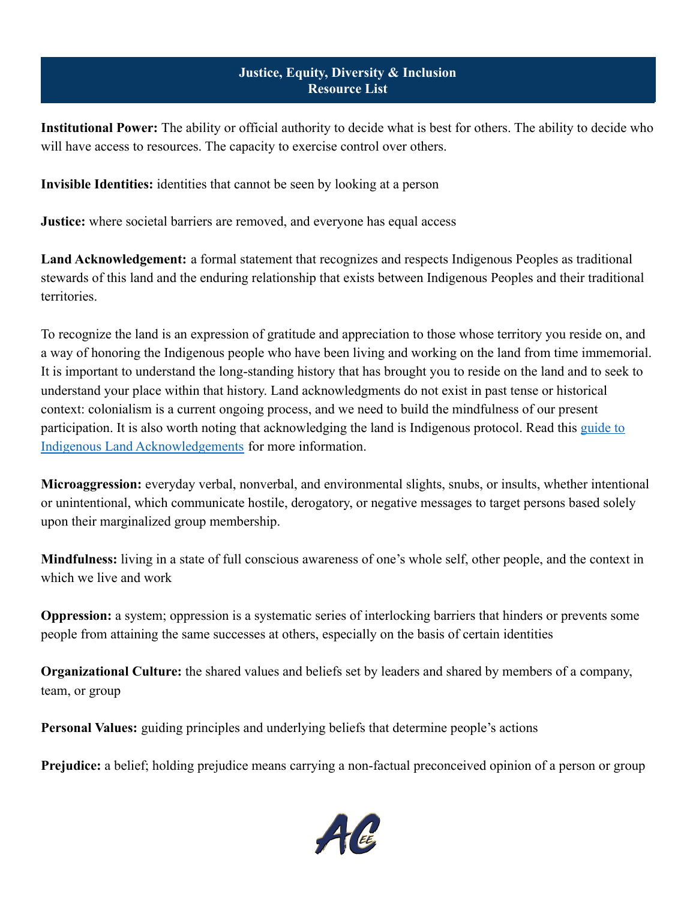**Justice, Equity, Diversity & Inclusion**
**Resource List**

**Institutional Power:** The ability or official authority to decide what is best for others. The ability to decide who will have access to resources. The capacity to exercise control over others.

**Invisible Identities:** identities that cannot be seen by looking at a person

**Justice:** where societal barriers are removed, and everyone has equal access

**Land Acknowledgement:** a formal statement that recognizes and respects Indigenous Peoples as traditional stewards of this land and the enduring relationship that exists between Indigenous Peoples and their traditional territories.

To recognize the land is an expression of gratitude and appreciation to those whose territory you reside on, and a way of honoring the Indigenous people who have been living and working on the land from time immemorial. It is important to understand the long-standing history that has brought you to reside on the land and to seek to understand your place within that history. Land acknowledgments do not exist in past tense or historical context: colonialism is a current ongoing process, and we need to build the mindfulness of our present participation. It is also worth noting that acknowledging the land is Indigenous protocol. Read this guide to Indigenous Land Acknowledgements for more information.

**Microaggression:** everyday verbal, nonverbal, and environmental slights, snubs, or insults, whether intentional or unintentional, which communicate hostile, derogatory, or negative messages to target persons based solely upon their marginalized group membership.

**Mindfulness:** living in a state of full conscious awareness of one's whole self, other people, and the context in which we live and work

**Oppression:** a system; oppression is a systematic series of interlocking barriers that hinders or prevents some people from attaining the same successes at others, especially on the basis of certain identities

**Organizational Culture:** the shared values and beliefs set by leaders and shared by members of a company, team, or group

**Personal Values:** guiding principles and underlying beliefs that determine people's actions

**Prejudice:** a belief; holding prejudice means carrying a non-factual preconceived opinion of a person or group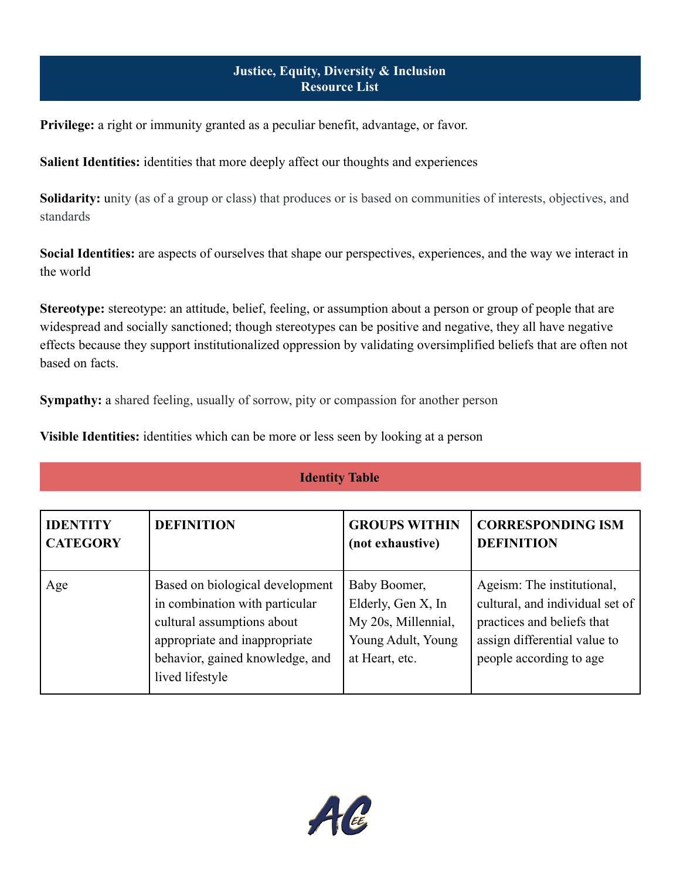## Justice, Equity, Diversity & Inclusion
## Resource List

**Privilege:** a right or immunity granted as a peculiar benefit, advantage, or favor.

**Salient Identities:** identities that more deeply affect our thoughts and experiences

**Solidarity:** unity (as of a group or class) that produces or is based on communities of interests, objectives, and standards

**Social Identities:** are aspects of ourselves that shape our perspectives, experiences, and the way we interact in the world

**Stereotype:** stereotype: an attitude, belief, feeling, or assumption about a person or group of people that are widespread and socially sanctioned; though stereotypes can be positive and negative, they all have negative effects because they support institutionalized oppression by validating oversimplified beliefs that are often not based on facts.

**Sympathy:** a shared feeling, usually of sorrow, pity or compassion for another person

**Visible Identities:** identities which can be more or less seen by looking at a person

## Identity Table

| IDENTITY CATEGORY | DEFINITION | GROUPS WITHIN (not exhaustive) | CORRESPONDING ISM DEFINITION |
|---|---|---|---|
| Age | Based on biological development in combination with particular cultural assumptions about appropriate and inappropriate behavior, gained knowledge, and lived lifestyle | Baby Boomer, Elderly, Gen X, In My 20s, Millennial, Young Adult, Young at Heart, etc. | Ageism: The institutional, cultural, and individual set of practices and beliefs that assign differential value to people according to age |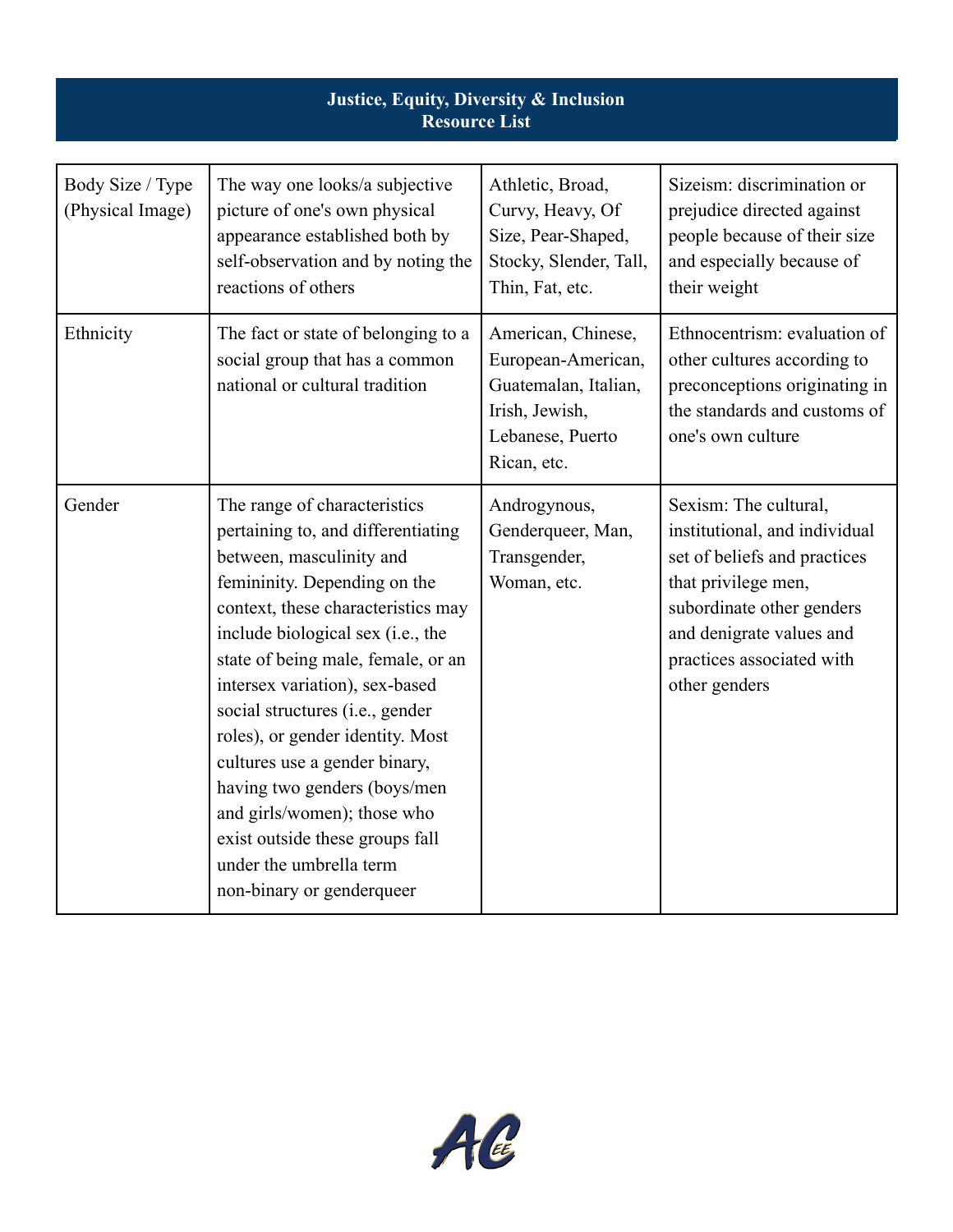## Justice, Equity, Diversity & Inclusion Resource List

| | | | |
|---|---|---|---|
| Body Size / Type (Physical Image) | The way one looks/a subjective picture of one's own physical appearance established both by self-observation and by noting the reactions of others | Athletic, Broad, Curvy, Heavy, Of Size, Pear-Shaped, Stocky, Slender, Tall, Thin, Fat, etc. | Sizeism: discrimination or prejudice directed against people because of their size and especially because of their weight |
| Ethnicity | The fact or state of belonging to a social group that has a common national or cultural tradition | American, Chinese, European-American, Guatemalan, Italian, Irish, Jewish, Lebanese, Puerto Rican, etc. | Ethnocentrism: evaluation of other cultures according to preconceptions originating in the standards and customs of one's own culture |
| Gender | The range of characteristics pertaining to, and differentiating between, masculinity and femininity. Depending on the context, these characteristics may include biological sex (i.e., the state of being male, female, or an intersex variation), sex-based social structures (i.e., gender roles), or gender identity. Most cultures use a gender binary, having two genders (boys/men and girls/women); those who exist outside these groups fall under the umbrella term non-binary or genderqueer | Androgynous, Genderqueer, Man, Transgender, Woman, etc. | Sexism: The cultural, institutional, and individual set of beliefs and practices that privilege men, subordinate other genders and denigrate values and practices associated with other genders |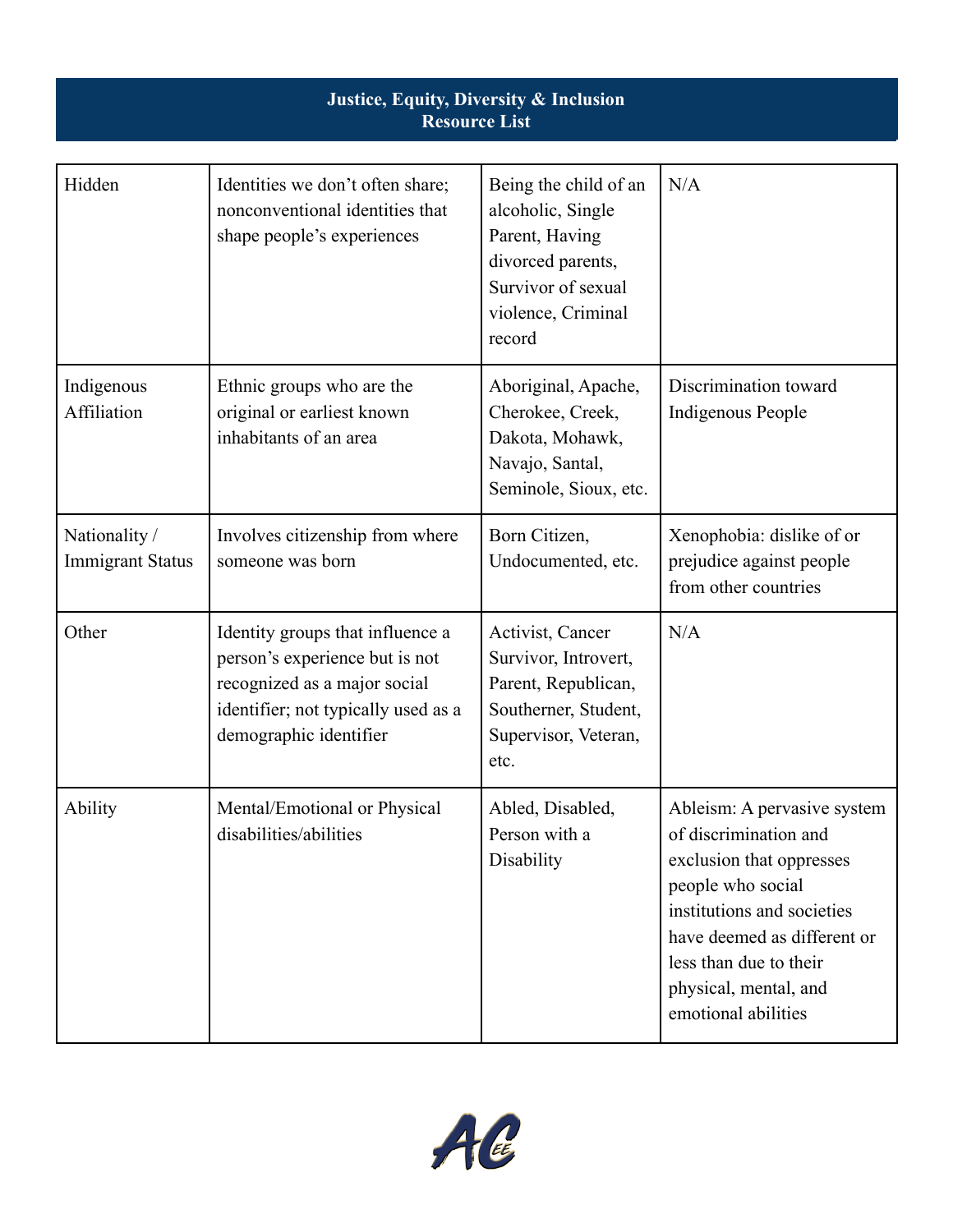# Justice, Equity, Diversity & Inclusion
## Resource List

| | | | |
|---|---|---|---|
| Hidden | Identities we don't often share; nonconventional identities that shape people's experiences | Being the child of an alcoholic, Single Parent, Having divorced parents, Survivor of sexual violence, Criminal record | N/A |
| Indigenous Affiliation | Ethnic groups who are the original or earliest known inhabitants of an area | Aboriginal, Apache, Cherokee, Creek, Dakota, Mohawk, Navajo, Santal, Seminole, Sioux, etc. | Discrimination toward Indigenous People |
| Nationality / Immigrant Status | Involves citizenship from where someone was born | Born Citizen, Undocumented, etc. | Xenophobia: dislike of or prejudice against people from other countries |
| Other | Identity groups that influence a person's experience but is not recognized as a major social identifier; not typically used as a demographic identifier | Activist, Cancer Survivor, Introvert, Parent, Republican, Southerner, Student, Supervisor, Veteran, etc. | N/A |
| Ability | Mental/Emotional or Physical disabilities/abilities | Abled, Disabled, Person with a Disability | Ableism: A pervasive system of discrimination and exclusion that oppresses people who social institutions and societies have deemed as different or less than due to their physical, mental, and emotional abilities |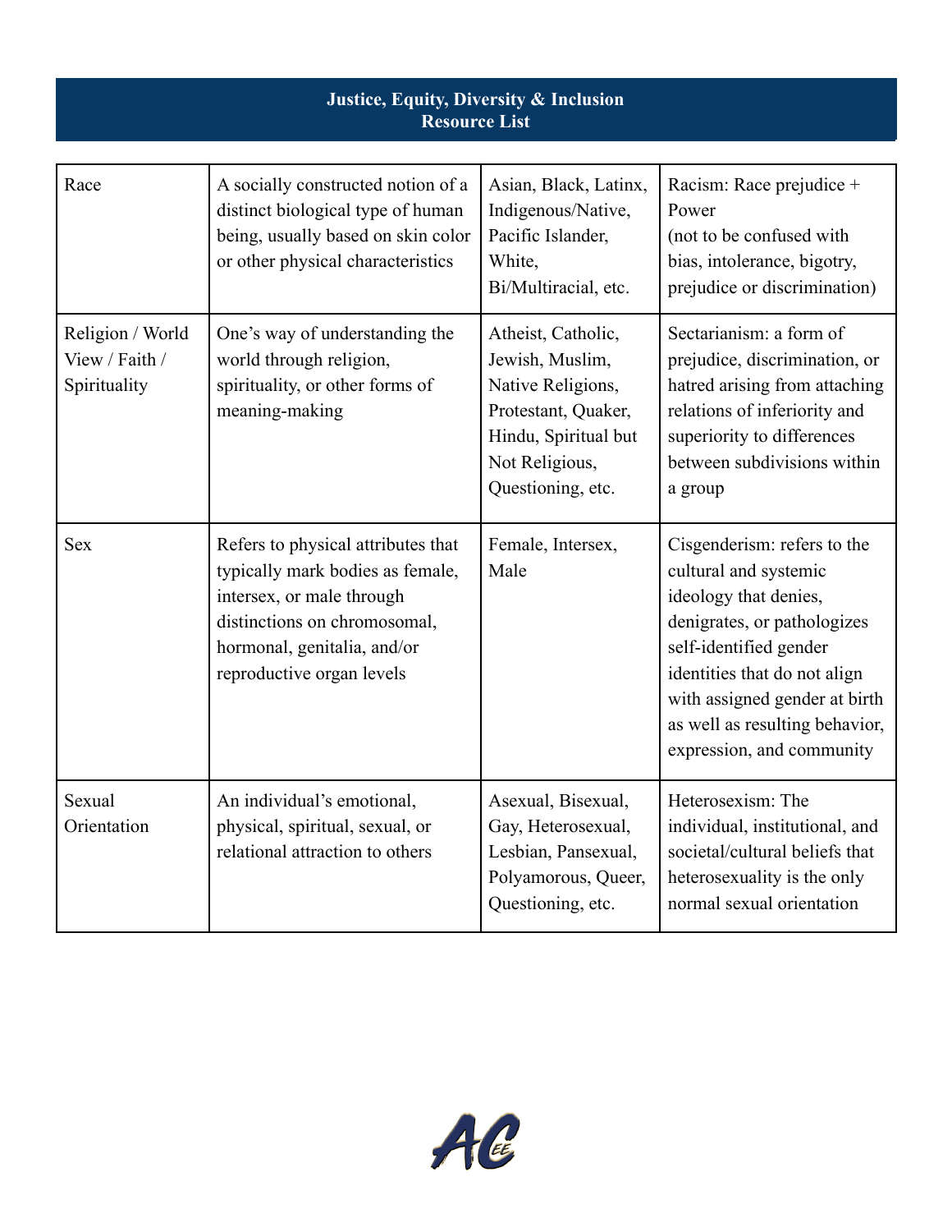## Justice, Equity, Diversity & Inclusion Resource List

| | | | |
|---|---|---|---|
| Race | A socially constructed notion of a distinct biological type of human being, usually based on skin color or other physical characteristics | Asian, Black, Latinx, Indigenous/Native, Pacific Islander, White, Bi/Multiracial, etc. | Racism: Race prejudice + Power (not to be confused with bias, intolerance, bigotry, prejudice or discrimination) |
| Religion / World View / Faith / Spirituality | One's way of understanding the world through religion, spirituality, or other forms of meaning-making | Atheist, Catholic, Jewish, Muslim, Native Religions, Protestant, Quaker, Hindu, Spiritual but Not Religious, Questioning, etc. | Sectarianism: a form of prejudice, discrimination, or hatred arising from attaching relations of inferiority and superiority to differences between subdivisions within a group |
| Sex | Refers to physical attributes that typically mark bodies as female, intersex, or male through distinctions on chromosomal, hormonal, genitalia, and/or reproductive organ levels | Female, Intersex, Male | Cisgenderism: refers to the cultural and systemic ideology that denies, denigrates, or pathologizes self-identified gender identities that do not align with assigned gender at birth as well as resulting behavior, expression, and community |
| Sexual Orientation | An individual's emotional, physical, spiritual, sexual, or relational attraction to others | Asexual, Bisexual, Gay, Heterosexual, Lesbian, Pansexual, Polyamorous, Queer, Questioning, etc. | Heterosexism: The individual, institutional, and societal/cultural beliefs that heterosexuality is the only normal sexual orientation |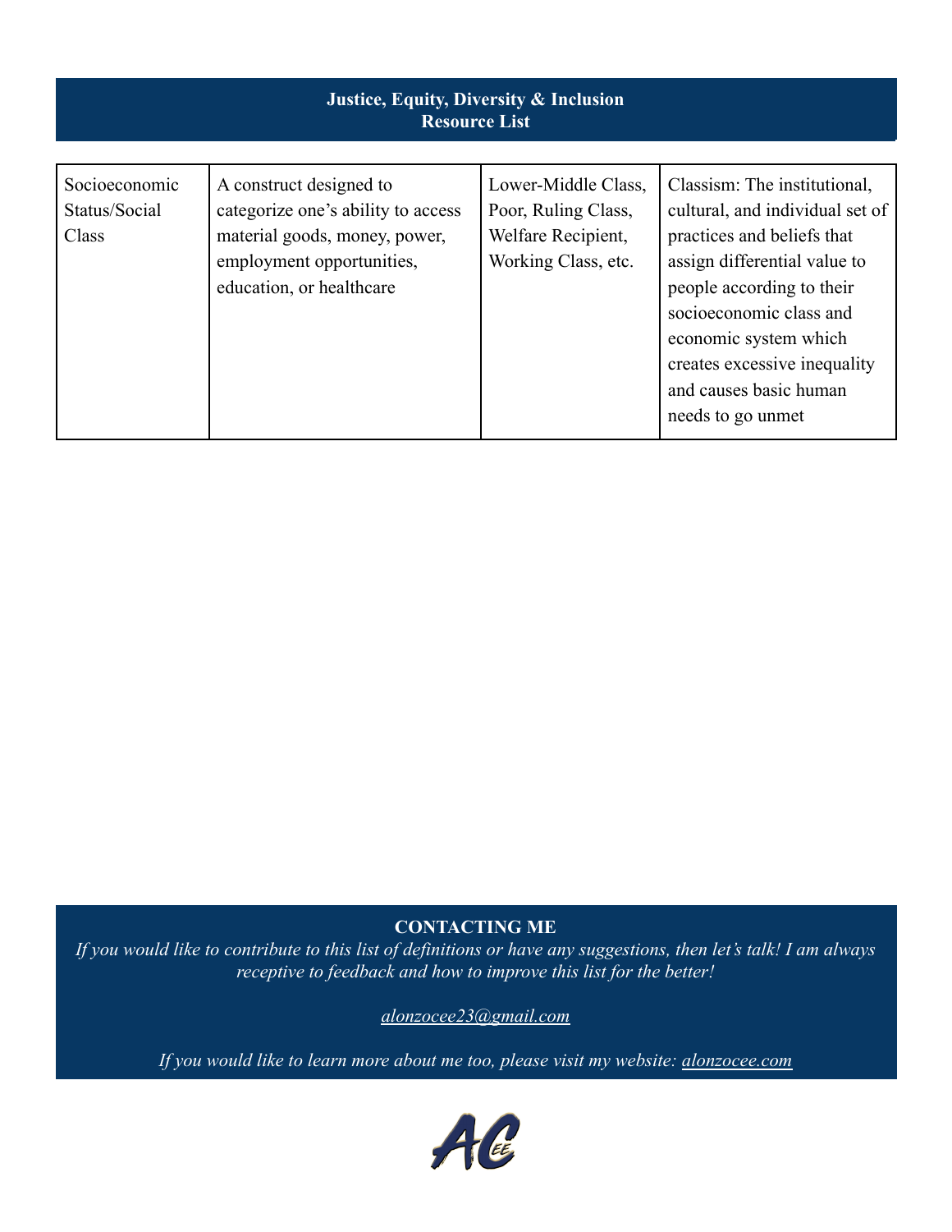**Justice, Equity, Diversity & Inclusion**
**Resource List**

| | | | |
|---|---|---|---|
| Socioeconomic Status/Social Class | A construct designed to categorize one's ability to access material goods, money, power, employment opportunities, education, or healthcare | Lower-Middle Class, Poor, Ruling Class, Welfare Recipient, Working Class, etc. | Classism: The institutional, cultural, and individual set of practices and beliefs that assign differential value to people according to their socioeconomic class and economic system which creates excessive inequality and causes basic human needs to go unmet |

**CONTACTING ME**

*If you would like to contribute to this list of definitions or have any suggestions, then let's talk! I am always receptive to feedback and how to improve this list for the better!*

*alonzocee23@gmail.com*

*If you would like to learn more about me too, please visit my website: alonzocee.com*